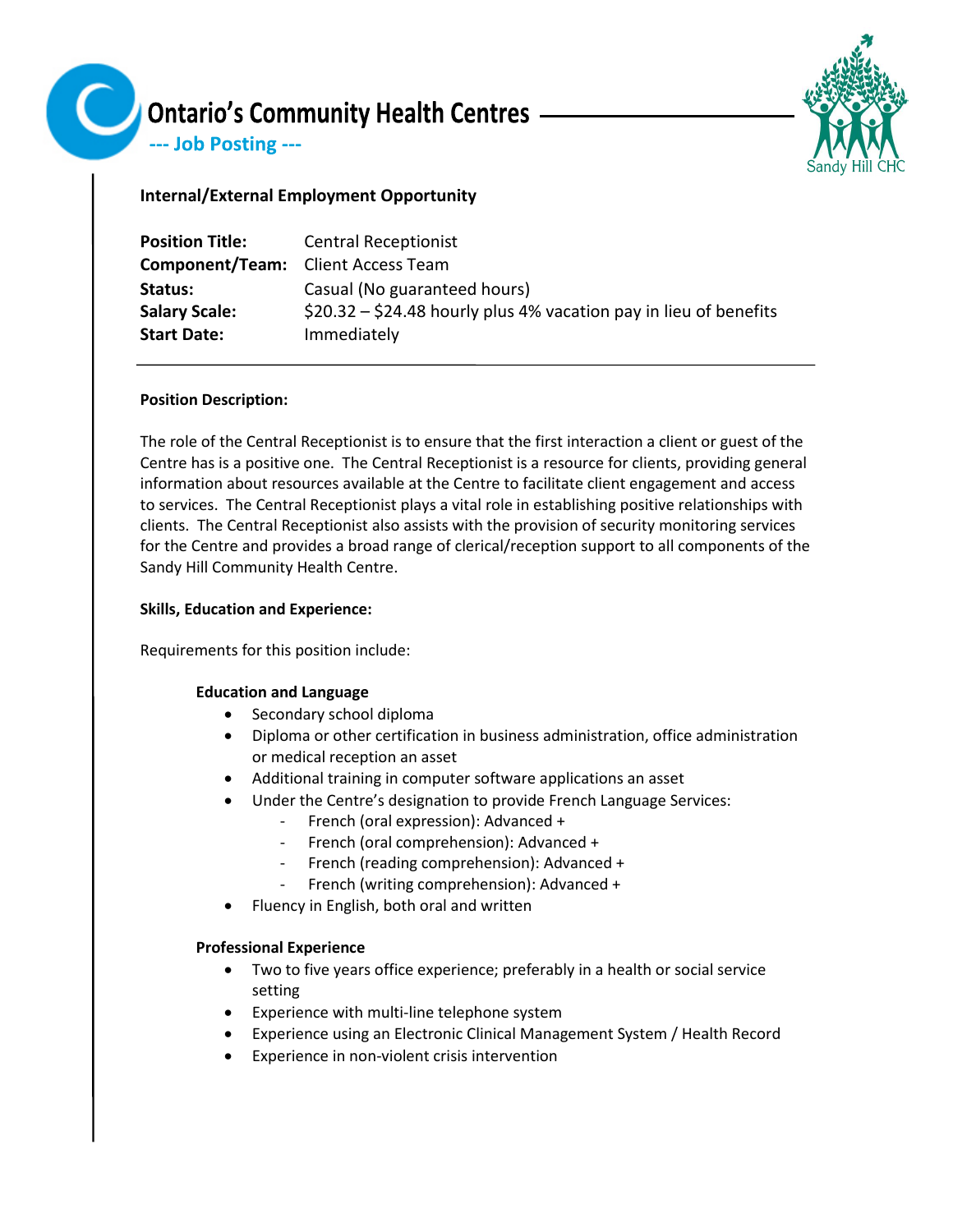# Ontario's Community Health Centres

## --- Job Posting ---

Sandy Hill CHC

**Internal/External Employment Opportunity**

| | |
|---|---|
| **Position Title:** | Central Receptionist |
| **Component/Team:** | Client Access Team |
| **Status:** | Casual (No guaranteed hours) |
| **Salary Scale:** | $20.32 – $24.48 hourly plus 4% vacation pay in lieu of benefits |
| **Start Date:** | Immediately |

**Position Description:**

The role of the Central Receptionist is to ensure that the first interaction a client or guest of the Centre has is a positive one. The Central Receptionist is a resource for clients, providing general information about resources available at the Centre to facilitate client engagement and access to services. The Central Receptionist plays a vital role in establishing positive relationships with clients. The Central Receptionist also assists with the provision of security monitoring services for the Centre and provides a broad range of clerical/reception support to all components of the Sandy Hill Community Health Centre.

**Skills, Education and Experience:**

Requirements for this position include:

**Education and Language**

- Secondary school diploma
- Diploma or other certification in business administration, office administration or medical reception an asset
- Additional training in computer software applications an asset
- Under the Centre's designation to provide French Language Services:
  - French (oral expression): Advanced +
  - French (oral comprehension): Advanced +
  - French (reading comprehension): Advanced +
  - French (writing comprehension): Advanced +
- Fluency in English, both oral and written

**Professional Experience**

- Two to five years office experience; preferably in a health or social service setting
- Experience with multi-line telephone system
- Experience using an Electronic Clinical Management System / Health Record
- Experience in non-violent crisis intervention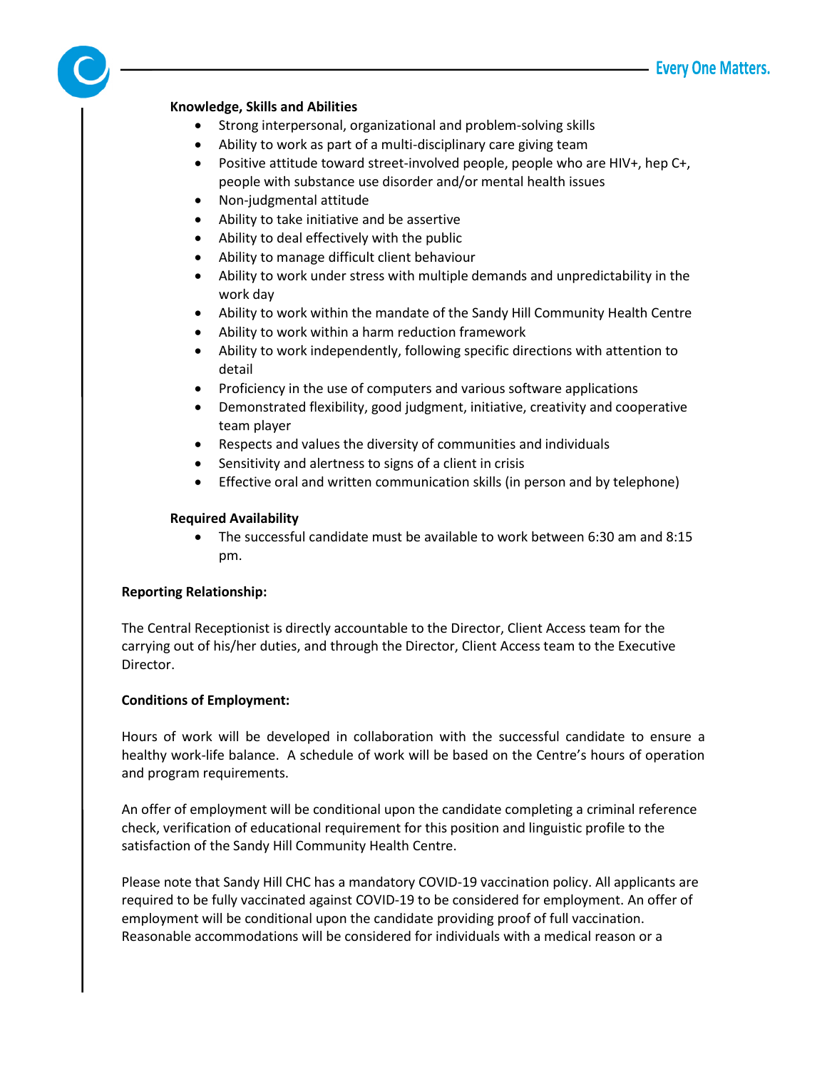**Knowledge, Skills and Abilities**

- Strong interpersonal, organizational and problem-solving skills
- Ability to work as part of a multi-disciplinary care giving team
- Positive attitude toward street-involved people, people who are HIV+, hep C+, people with substance use disorder and/or mental health issues
- Non-judgmental attitude
- Ability to take initiative and be assertive
- Ability to deal effectively with the public
- Ability to manage difficult client behaviour
- Ability to work under stress with multiple demands and unpredictability in the work day
- Ability to work within the mandate of the Sandy Hill Community Health Centre
- Ability to work within a harm reduction framework
- Ability to work independently, following specific directions with attention to detail
- Proficiency in the use of computers and various software applications
- Demonstrated flexibility, good judgment, initiative, creativity and cooperative team player
- Respects and values the diversity of communities and individuals
- Sensitivity and alertness to signs of a client in crisis
- Effective oral and written communication skills (in person and by telephone)

**Required Availability**

- The successful candidate must be available to work between 6:30 am and 8:15 pm.

**Reporting Relationship:**

The Central Receptionist is directly accountable to the Director, Client Access team for the carrying out of his/her duties, and through the Director, Client Access team to the Executive Director.

**Conditions of Employment:**

Hours of work will be developed in collaboration with the successful candidate to ensure a healthy work-life balance. A schedule of work will be based on the Centre's hours of operation and program requirements.

An offer of employment will be conditional upon the candidate completing a criminal reference check, verification of educational requirement for this position and linguistic profile to the satisfaction of the Sandy Hill Community Health Centre.

Please note that Sandy Hill CHC has a mandatory COVID-19 vaccination policy. All applicants are required to be fully vaccinated against COVID-19 to be considered for employment. An offer of employment will be conditional upon the candidate providing proof of full vaccination. Reasonable accommodations will be considered for individuals with a medical reason or a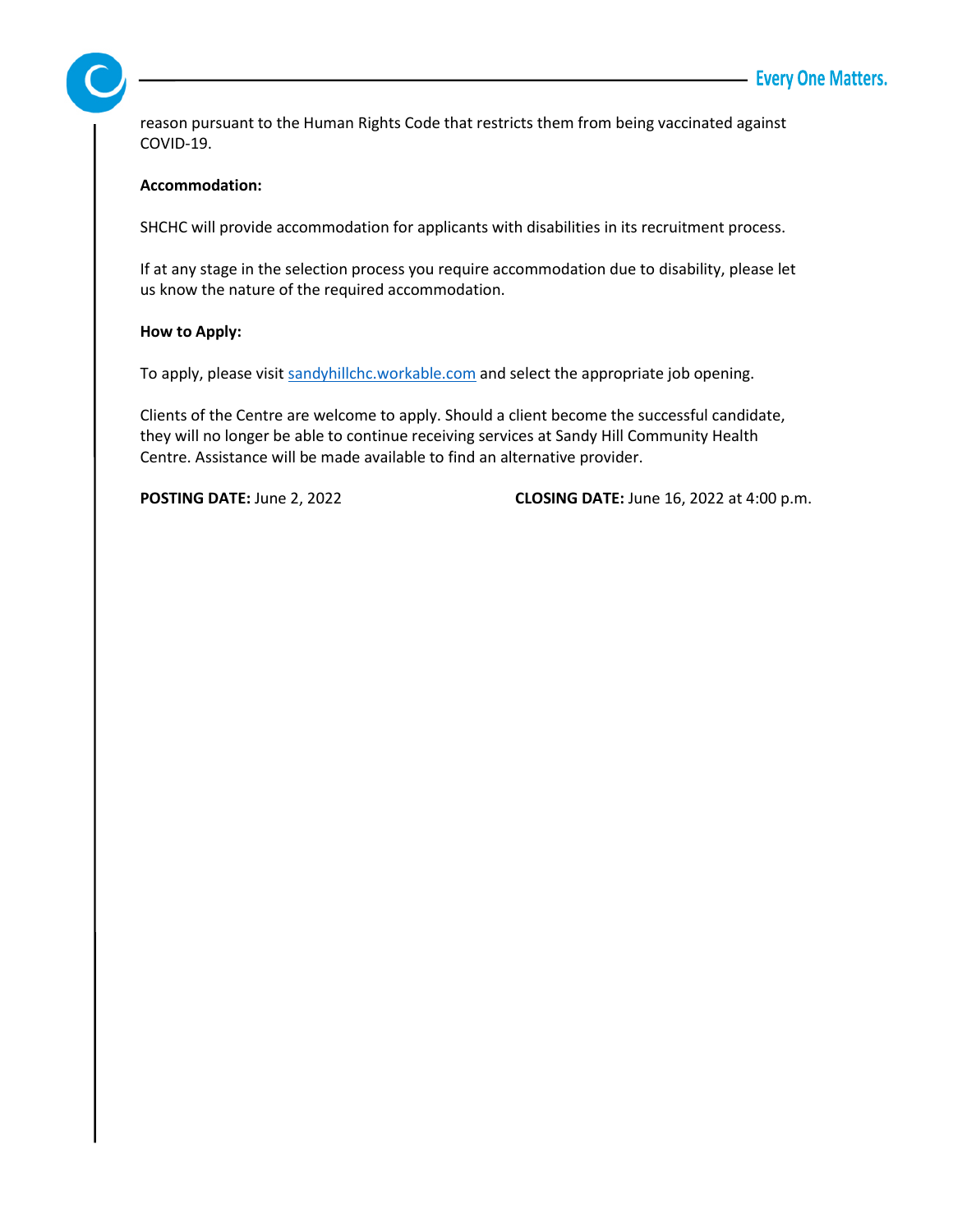reason pursuant to the Human Rights Code that restricts them from being vaccinated against COVID-19.

**Accommodation:**

SHCHC will provide accommodation for applicants with disabilities in its recruitment process.

If at any stage in the selection process you require accommodation due to disability, please let us know the nature of the required accommodation.

**How to Apply:**

To apply, please visit [sandyhillchc.workable.com](sandyhillchc.workable.com) and select the appropriate job opening.

Clients of the Centre are welcome to apply. Should a client become the successful candidate, they will no longer be able to continue receiving services at Sandy Hill Community Health Centre. Assistance will be made available to find an alternative provider.

**POSTING DATE:** June 2, 2022

**CLOSING DATE:** June 16, 2022 at 4:00 p.m.